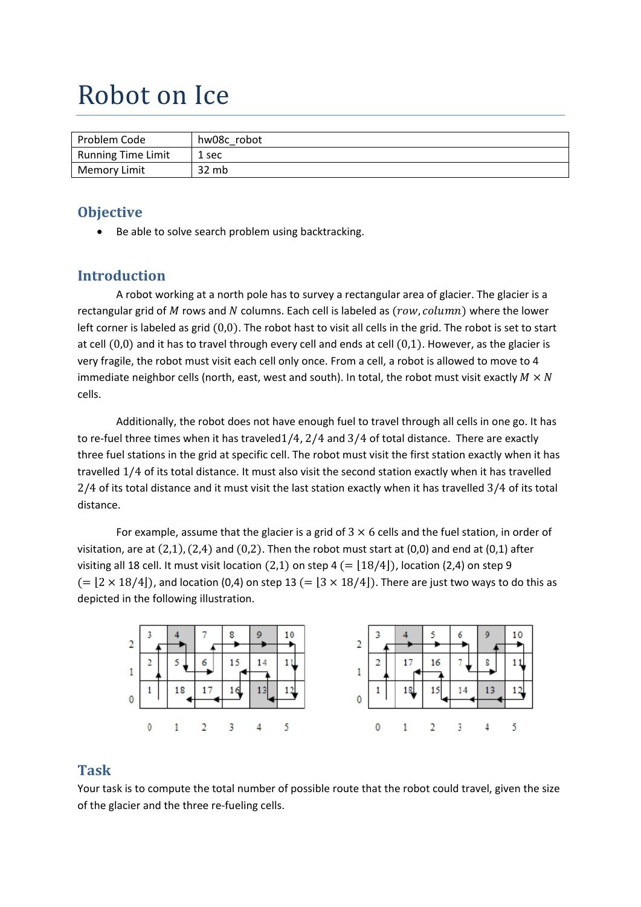# Robot on Ice

| Problem Code | hw08c_robot |
|---|---|
| Running Time Limit | 1 sec |
| Memory Limit | 32 mb |

## Objective

- Be able to solve search problem using backtracking.

## Introduction

A robot working at a north pole has to survey a rectangular area of glacier. The glacier is a rectangular grid of $M$ rows and $N$ columns. Each cell is labeled as $(row, column)$ where the lower left corner is labeled as grid $(0,0)$. The robot hast to visit all cells in the grid. The robot is set to start at cell $(0,0)$ and it has to travel through every cell and ends at cell $(0,1)$. However, as the glacier is very fragile, the robot must visit each cell only once. From a cell, a robot is allowed to move to 4 immediate neighbor cells (north, east, west and south). In total, the robot must visit exactly $M \times N$ cells.

Additionally, the robot does not have enough fuel to travel through all cells in one go. It has to re-fuel three times when it has traveled$1/4$, $2/4$ and $3/4$ of total distance. There are exactly three fuel stations in the grid at specific cell. The robot must visit the first station exactly when it has travelled $1/4$ of its total distance. It must also visit the second station exactly when it has travelled $2/4$ of its total distance and it must visit the last station exactly when it has travelled $3/4$ of its total distance.

For example, assume that the glacier is a grid of $3 \times 6$ cells and the fuel station, in order of visitation, are at $(2,1)$, $(2,4)$ and $(0,2)$. Then the robot must start at (0,0) and end at (0,1) after visiting all 18 cell. It must visit location $(2,1)$ on step 4 $(= \lfloor 18/4 \rfloor)$, location $(2,4)$ on step 9 $(= \lfloor 2 \times 18/4 \rfloor)$, and location $(0,4)$ on step 13 $(= \lfloor 3 \times 18/4 \rfloor)$. There are just two ways to do this as depicted in the following illustration.

## Task

Your task is to compute the total number of possible route that the robot could travel, given the size of the glacier and the three re-fueling cells.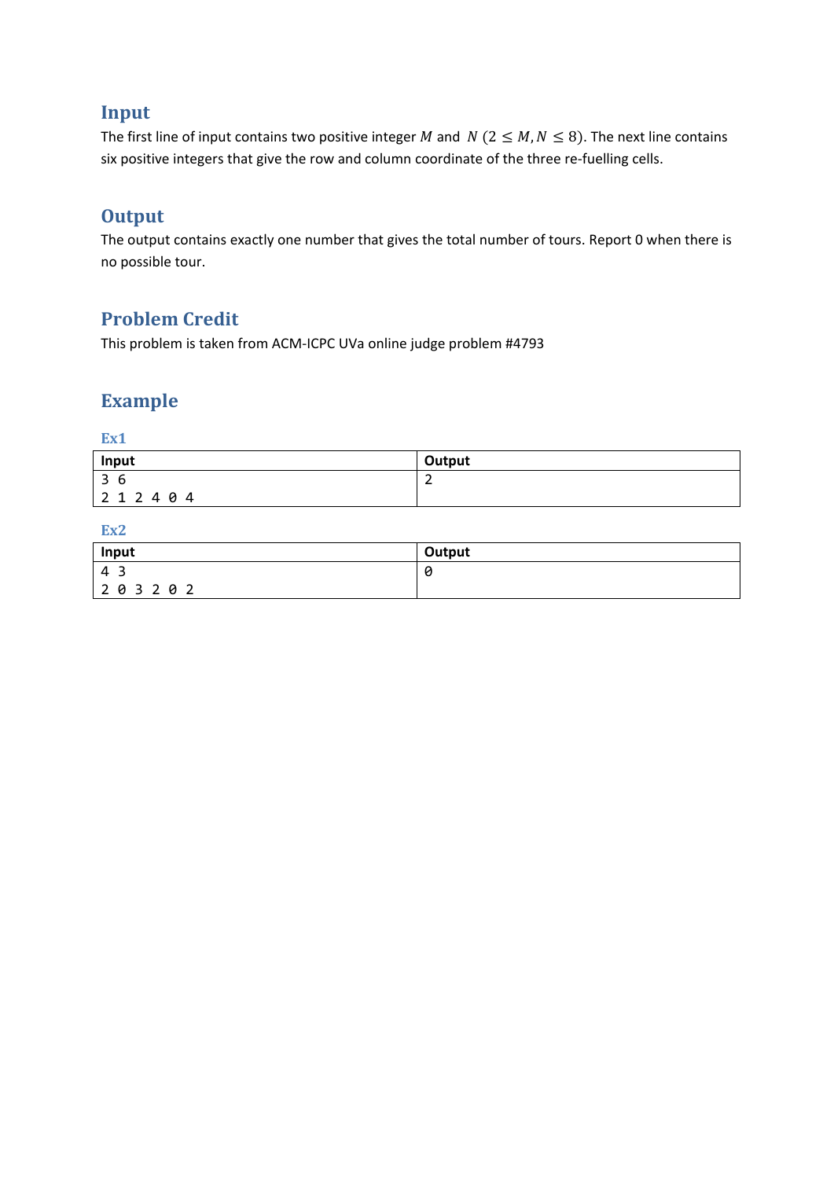## Input

The first line of input contains two positive integer $M$ and $N$ $(2 \leq M, N \leq 8)$. The next line contains six positive integers that give the row and column coordinate of the three re-fuelling cells.

## Output

The output contains exactly one number that gives the total number of tours. Report 0 when there is no possible tour.

## Problem Credit

This problem is taken from ACM-ICPC UVa online judge problem #4793

## Example

### Ex1

| Input | Output |
|---|---|
| 3 6<br>2 1 2 4 0 4 | 2 |

### Ex2

| Input | Output |
|---|---|
| 4 3<br>2 0 3 2 0 2 | 0 |